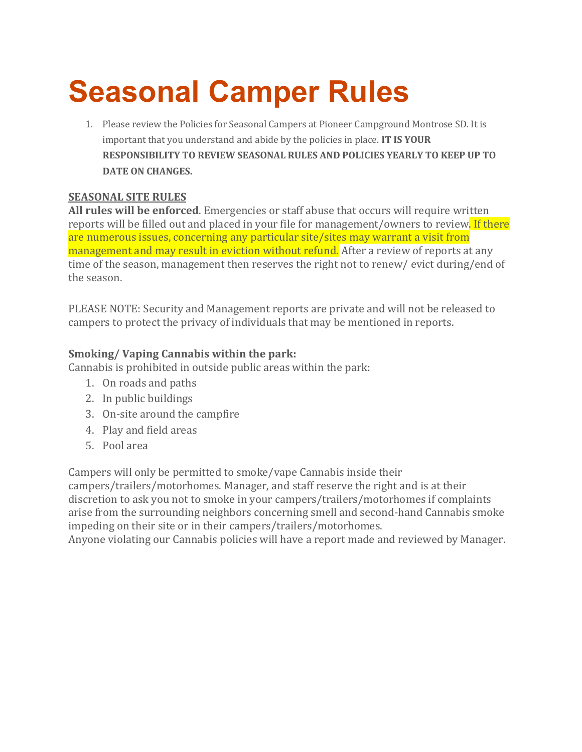# Seasonal Camper Rules

1. Please review the Policies for Seasonal Campers at Pioneer Campground Montrose SD. It is important that you understand and abide by the policies in place. **IT IS YOUR RESPONSIBILITY TO REVIEW SEASONAL RULES AND POLICIES YEARLY TO KEEP UP TO DATE ON CHANGES.**

<u>**SEASONAL SITE RULES**</u>

**All rules will be enforced**. Emergencies or staff abuse that occurs will require written reports will be filled out and placed in your file for management/owners to review. If there are numerous issues, concerning any particular site/sites may warrant a visit from management and may result in eviction without refund. After a review of reports at any time of the season, management then reserves the right not to renew/ evict during/end of the season.

PLEASE NOTE: Security and Management reports are private and will not be released to campers to protect the privacy of individuals that may be mentioned in reports.

**Smoking/ Vaping Cannabis within the park:**

Cannabis is prohibited in outside public areas within the park:

1. On roads and paths
2. In public buildings
3. On-site around the campfire
4. Play and field areas
5. Pool area

Campers will only be permitted to smoke/vape Cannabis inside their campers/trailers/motorhomes. Manager, and staff reserve the right and is at their discretion to ask you not to smoke in your campers/trailers/motorhomes if complaints arise from the surrounding neighbors concerning smell and second-hand Cannabis smoke impeding on their site or in their campers/trailers/motorhomes.

Anyone violating our Cannabis policies will have a report made and reviewed by Manager.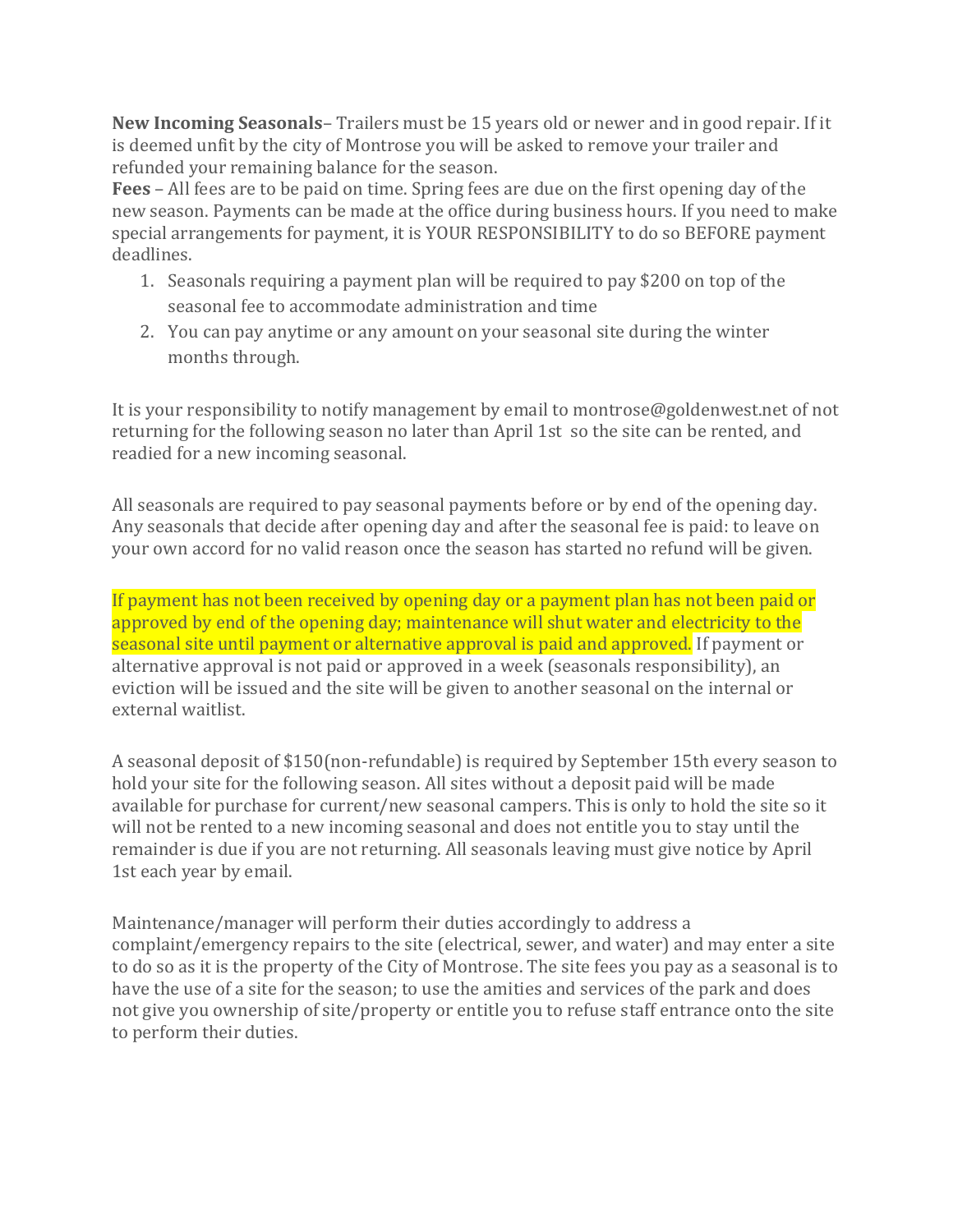**New Incoming Seasonals**– Trailers must be 15 years old or newer and in good repair. If it is deemed unfit by the city of Montrose you will be asked to remove your trailer and refunded your remaining balance for the season.

**Fees** – All fees are to be paid on time. Spring fees are due on the first opening day of the new season. Payments can be made at the office during business hours. If you need to make special arrangements for payment, it is YOUR RESPONSIBILITY to do so BEFORE payment deadlines.

1. Seasonals requiring a payment plan will be required to pay $200 on top of the seasonal fee to accommodate administration and time
2. You can pay anytime or any amount on your seasonal site during the winter months through.

It is your responsibility to notify management by email to montrose@goldenwest.net of not returning for the following season no later than April 1st so the site can be rented, and readied for a new incoming seasonal.

All seasonals are required to pay seasonal payments before or by end of the opening day. Any seasonals that decide after opening day and after the seasonal fee is paid: to leave on your own accord for no valid reason once the season has started no refund will be given.

If payment has not been received by opening day or a payment plan has not been paid or approved by end of the opening day; maintenance will shut water and electricity to the seasonal site until payment or alternative approval is paid and approved. If payment or alternative approval is not paid or approved in a week (seasonals responsibility), an eviction will be issued and the site will be given to another seasonal on the internal or external waitlist.

A seasonal deposit of $150(non-refundable) is required by September 15th every season to hold your site for the following season. All sites without a deposit paid will be made available for purchase for current/new seasonal campers. This is only to hold the site so it will not be rented to a new incoming seasonal and does not entitle you to stay until the remainder is due if you are not returning. All seasonals leaving must give notice by April 1st each year by email.

Maintenance/manager will perform their duties accordingly to address a complaint/emergency repairs to the site (electrical, sewer, and water) and may enter a site to do so as it is the property of the City of Montrose. The site fees you pay as a seasonal is to have the use of a site for the season; to use the amities and services of the park and does not give you ownership of site/property or entitle you to refuse staff entrance onto the site to perform their duties.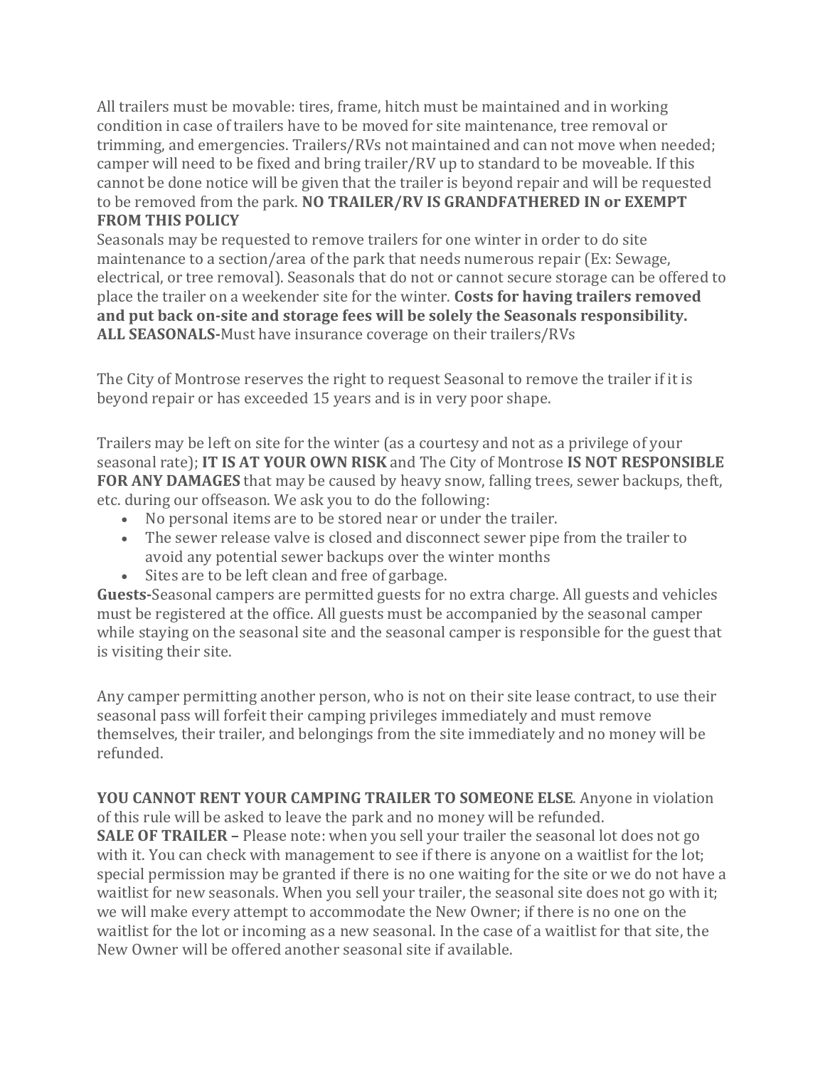All trailers must be movable: tires, frame, hitch must be maintained and in working condition in case of trailers have to be moved for site maintenance, tree removal or trimming, and emergencies. Trailers/RVs not maintained and can not move when needed; camper will need to be fixed and bring trailer/RV up to standard to be moveable. If this cannot be done notice will be given that the trailer is beyond repair and will be requested to be removed from the park. **NO TRAILER/RV IS GRANDFATHERED IN or EXEMPT FROM THIS POLICY**

Seasonals may be requested to remove trailers for one winter in order to do site maintenance to a section/area of the park that needs numerous repair (Ex: Sewage, electrical, or tree removal). Seasonals that do not or cannot secure storage can be offered to place the trailer on a weekender site for the winter. **Costs for having trailers removed and put back on-site and storage fees will be solely the Seasonals responsibility.**

**ALL SEASONALS-**Must have insurance coverage on their trailers/RVs

The City of Montrose reserves the right to request Seasonal to remove the trailer if it is beyond repair or has exceeded 15 years and is in very poor shape.

Trailers may be left on site for the winter (as a courtesy and not as a privilege of your seasonal rate); **IT IS AT YOUR OWN RISK** and The City of Montrose **IS NOT RESPONSIBLE FOR ANY DAMAGES** that may be caused by heavy snow, falling trees, sewer backups, theft, etc. during our offseason. We ask you to do the following:

- No personal items are to be stored near or under the trailer.
- The sewer release valve is closed and disconnect sewer pipe from the trailer to avoid any potential sewer backups over the winter months
- Sites are to be left clean and free of garbage.

**Guests-**Seasonal campers are permitted guests for no extra charge. All guests and vehicles must be registered at the office. All guests must be accompanied by the seasonal camper while staying on the seasonal site and the seasonal camper is responsible for the guest that is visiting their site.

Any camper permitting another person, who is not on their site lease contract, to use their seasonal pass will forfeit their camping privileges immediately and must remove themselves, their trailer, and belongings from the site immediately and no money will be refunded.

**YOU CANNOT RENT YOUR CAMPING TRAILER TO SOMEONE ELSE**. Anyone in violation of this rule will be asked to leave the park and no money will be refunded.

**SALE OF TRAILER –** Please note: when you sell your trailer the seasonal lot does not go with it. You can check with management to see if there is anyone on a waitlist for the lot; special permission may be granted if there is no one waiting for the site or we do not have a waitlist for new seasonals. When you sell your trailer, the seasonal site does not go with it; we will make every attempt to accommodate the New Owner; if there is no one on the waitlist for the lot or incoming as a new seasonal. In the case of a waitlist for that site, the New Owner will be offered another seasonal site if available.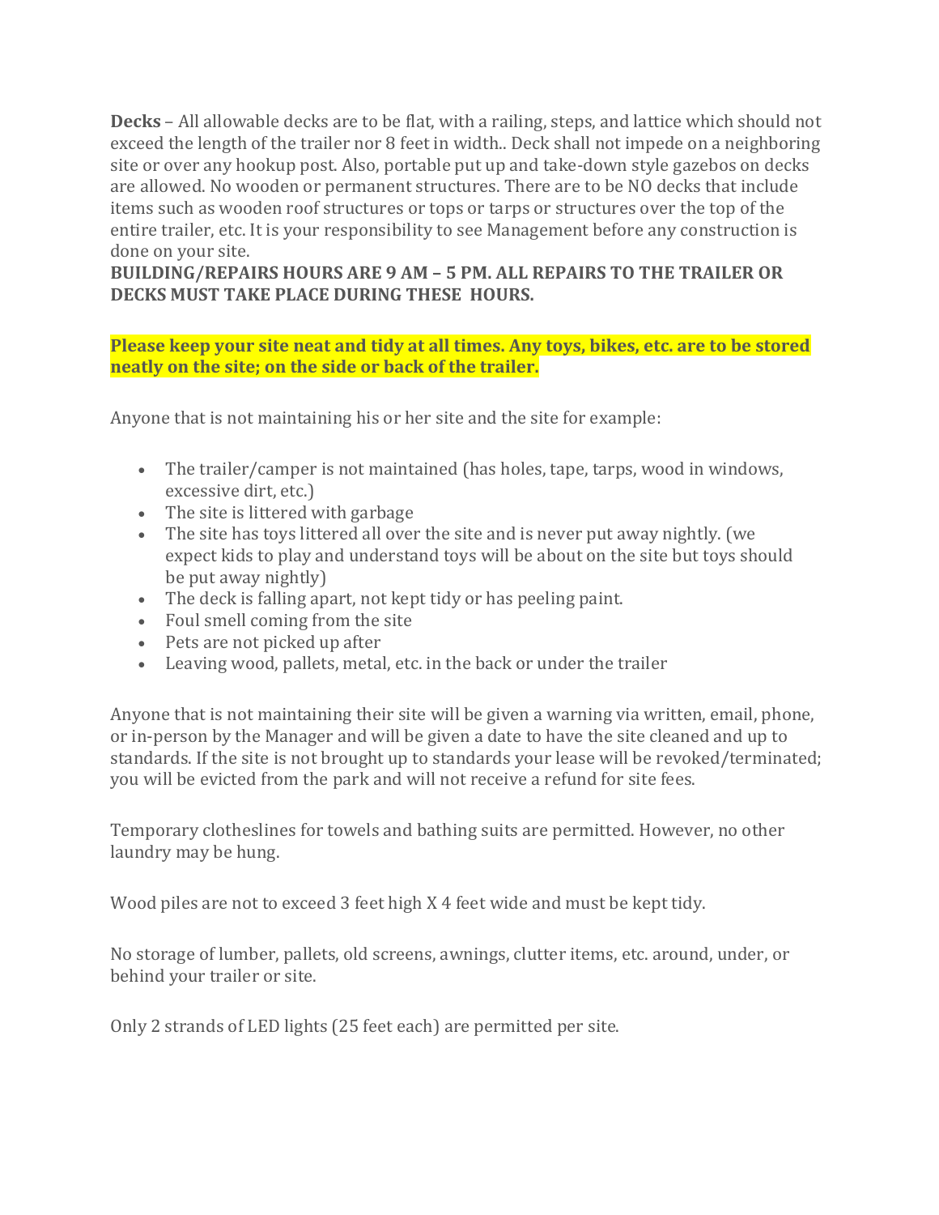**Decks** – All allowable decks are to be flat, with a railing, steps, and lattice which should not exceed the length of the trailer nor 8 feet in width.. Deck shall not impede on a neighboring site or over any hookup post. Also, portable put up and take-down style gazebos on decks are allowed. No wooden or permanent structures. There are to be NO decks that include items such as wooden roof structures or tops or tarps or structures over the top of the entire trailer, etc. It is your responsibility to see Management before any construction is done on your site.

**BUILDING/REPAIRS HOURS ARE 9 AM – 5 PM. ALL REPAIRS TO THE TRAILER OR DECKS MUST TAKE PLACE DURING THESE HOURS.**

**Please keep your site neat and tidy at all times. Any toys, bikes, etc. are to be stored neatly on the site; on the side or back of the trailer.**

Anyone that is not maintaining his or her site and the site for example:

- The trailer/camper is not maintained (has holes, tape, tarps, wood in windows, excessive dirt, etc.)
- The site is littered with garbage
- The site has toys littered all over the site and is never put away nightly. (we expect kids to play and understand toys will be about on the site but toys should be put away nightly)
- The deck is falling apart, not kept tidy or has peeling paint.
- Foul smell coming from the site
- Pets are not picked up after
- Leaving wood, pallets, metal, etc. in the back or under the trailer

Anyone that is not maintaining their site will be given a warning via written, email, phone, or in-person by the Manager and will be given a date to have the site cleaned and up to standards. If the site is not brought up to standards your lease will be revoked/terminated; you will be evicted from the park and will not receive a refund for site fees.

Temporary clotheslines for towels and bathing suits are permitted. However, no other laundry may be hung.

Wood piles are not to exceed 3 feet high X 4 feet wide and must be kept tidy.

No storage of lumber, pallets, old screens, awnings, clutter items, etc. around, under, or behind your trailer or site.

Only 2 strands of LED lights (25 feet each) are permitted per site.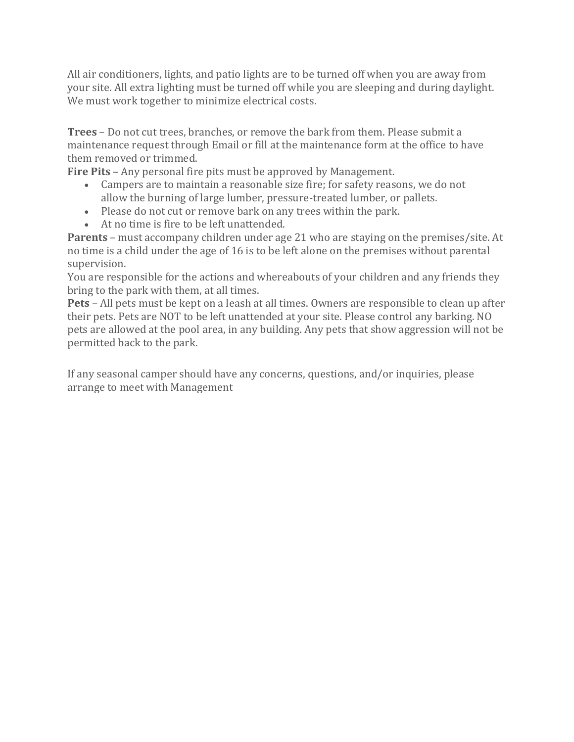All air conditioners, lights, and patio lights are to be turned off when you are away from your site. All extra lighting must be turned off while you are sleeping and during daylight. We must work together to minimize electrical costs.

**Trees** – Do not cut trees, branches, or remove the bark from them. Please submit a maintenance request through Email or fill at the maintenance form at the office to have them removed or trimmed.

**Fire Pits** – Any personal fire pits must be approved by Management.

- Campers are to maintain a reasonable size fire; for safety reasons, we do not allow the burning of large lumber, pressure-treated lumber, or pallets.
- Please do not cut or remove bark on any trees within the park.
- At no time is fire to be left unattended.

**Parents** – must accompany children under age 21 who are staying on the premises/site. At no time is a child under the age of 16 is to be left alone on the premises without parental supervision.

You are responsible for the actions and whereabouts of your children and any friends they bring to the park with them, at all times.

**Pets** – All pets must be kept on a leash at all times. Owners are responsible to clean up after their pets. Pets are NOT to be left unattended at your site. Please control any barking. NO pets are allowed at the pool area, in any building. Any pets that show aggression will not be permitted back to the park.

If any seasonal camper should have any concerns, questions, and/or inquiries, please arrange to meet with Management